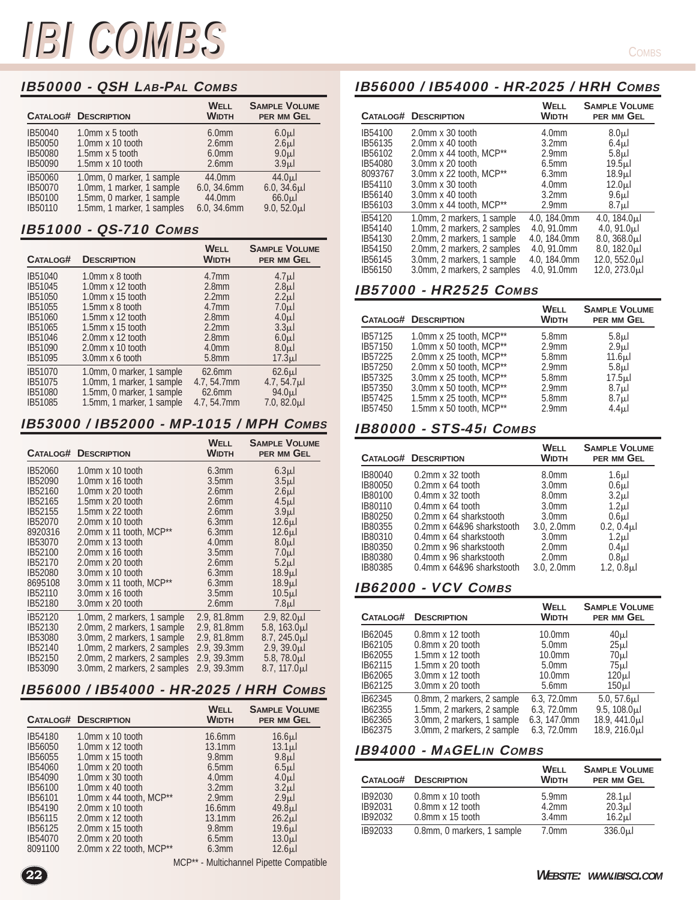# IBI COMBS

## IB50000 - QSH Lab-Pal Combs

| Catalog# | Description | Well Width | Sample Volume per mm Gel |
|---|---|---|---|
| IB50040 | 1.0mm x 5 tooth | 6.0mm | 6.0µl |
| IB50050 | 1.0mm x 10 tooth | 2.6mm | 2.6µl |
| IB50080 | 1.5mm x 5 tooth | 6.0mm | 9.0µl |
| IB50090 | 1.5mm x 10 tooth | 2.6mm | 3.9µl |
| IB50060 | 1.0mm, 0 marker, 1 sample | 44.0mm | 44.0µl |
| IB50070 | 1.0mm, 1 marker, 1 sample | 6.0, 34.6mm | 6.0, 34.6µl |
| IB50100 | 1.5mm, 0 marker, 1 sample | 44.0mm | 66.0µl |
| IB50110 | 1.5mm, 1 marker, 1 samples | 6.0, 34.6mm | 9.0, 52.0µl |

## IB51000 - QS-710 Combs

| Catalog# | Description | Well Width | Sample Volume per mm Gel |
|---|---|---|---|
| IB51040 | 1.0mm x 8 tooth | 4.7mm | 4.7µl |
| IB51045 | 1.0mm x 12 tooth | 2.8mm | 2.8µl |
| IB51050 | 1.0mm x 15 tooth | 2.2mm | 2.2µl |
| IB51055 | 1.5mm x 8 tooth | 4.7mm | 7.0µl |
| IB51060 | 1.5mm x 12 tooth | 2.8mm | 4.0µl |
| IB51065 | 1.5mm x 15 tooth | 2.2mm | 3.3µl |
| IB51046 | 2.0mm x 12 tooth | 2.8mm | 6.0µl |
| IB51090 | 2.0mm x 10 tooth | 4.0mm | 8.0µl |
| IB51095 | 3.0mm x 6 tooth | 5.8mm | 17.3µl |
| IB51070 | 1.0mm, 0 marker, 1 sample | 62.6mm | 62.6µl |
| IB51075 | 1.0mm, 1 marker, 1 sample | 4.7, 54.7mm | 4.7, 54.7µl |
| IB51080 | 1.5mm, 0 marker, 1 sample | 62.6mm | 94.0µl |
| IB51085 | 1.5mm, 1 marker, 1 sample | 4.7, 54.7mm | 7.0, 82.0µl |

## IB53000 / IB52000 - MP-1015 / MPH Combs

| Catalog# | Description | Well Width | Sample Volume per mm Gel |
|---|---|---|---|
| IB52060 | 1.0mm x 10 tooth | 6.3mm | 6.3µl |
| IB52090 | 1.0mm x 16 tooth | 3.5mm | 3.5µl |
| IB52160 | 1.0mm x 20 tooth | 2.6mm | 2.6µl |
| IB52165 | 1.5mm x 20 tooth | 2.6mm | 4.5µl |
| IB52155 | 1.5mm x 22 tooth | 2.6mm | 3.9µl |
| IB52070 | 2.0mm x 10 tooth | 6.3mm | 12.6µl |
| 8920316 | 2.0mm x 11 tooth, MCP** | 6.3mm | 12.6µl |
| IB53070 | 2.0mm x 13 tooth | 4.0mm | 8.0µl |
| IB52100 | 2.0mm x 16 tooth | 3.5mm | 7.0µl |
| IB52170 | 2.0mm x 20 tooth | 2.6mm | 5.2µl |
| IB52080 | 3.0mm x 10 tooth | 6.3mm | 18.9µl |
| 8695108 | 3.0mm x 11 tooth, MCP** | 6.3mm | 18.9µl |
| IB52110 | 3.0mm x 16 tooth | 3.5mm | 10.5µl |
| IB52180 | 3.0mm x 20 tooth | 2.6mm | 7.8µl |
| IB52120 | 1.0mm, 2 markers, 1 sample | 2.9, 81.8mm | 2.9, 82.0µl |
| IB52130 | 2.0mm, 2 markers, 1 sample | 2.9, 81.8mm | 5.8, 163.0µl |
| IB53080 | 3.0mm, 2 markers, 1 sample | 2.9, 81.8mm | 8.7, 245.0µl |
| IB52140 | 1.0mm, 2 markers, 2 samples | 2.9, 39.3mm | 2.9, 39.0µl |
| IB52150 | 2.0mm, 2 markers, 2 samples | 2.9, 39.3mm | 5.8, 78.0µl |
| IB53090 | 3.0mm, 2 markers, 2 samples | 2.9, 39.3mm | 8.7, 117.0µl |

## IB56000 / IB54000 - HR-2025 / HRH Combs

| Catalog# | Description | Well Width | Sample Volume per mm Gel |
|---|---|---|---|
| IB54180 | 1.0mm x 10 tooth | 16.6mm | 16.6µl |
| IB56050 | 1.0mm x 12 tooth | 13.1mm | 13.1µl |
| IB56055 | 1.0mm x 15 tooth | 9.8mm | 9.8µl |
| IB54060 | 1.0mm x 20 tooth | 6.5mm | 6.5µl |
| IB54090 | 1.0mm x 30 tooth | 4.0mm | 4.0µl |
| IB56100 | 1.0mm x 40 tooth | 3.2mm | 3.2µl |
| IB56101 | 1.0mm x 44 tooth, MCP** | 2.9mm | 2.9µl |
| IB54190 | 2.0mm x 10 tooth | 16.6mm | 49.8µl |
| IB56115 | 2.0mm x 12 tooth | 13.1mm | 26.2µl |
| IB56125 | 2.0mm x 15 tooth | 9.8mm | 19.6µl |
| IB54070 | 2.0mm x 20 tooth | 6.5mm | 13.0µl |
| 8091100 | 2.0mm x 22 tooth, MCP** | 6.3mm | 12.6µl |

MCP** - Multichannel Pipette Compatible

## IB56000 / IB54000 - HR-2025 / HRH Combs

| Catalog# | Description | Well Width | Sample Volume per mm Gel |
|---|---|---|---|
| IB54100 | 2.0mm x 30 tooth | 4.0mm | 8.0µl |
| IB56135 | 2.0mm x 40 tooth | 3.2mm | 6.4µl |
| IB56102 | 2.0mm x 44 tooth, MCP** | 2.9mm | 5.8µl |
| IB54080 | 3.0mm x 20 tooth | 6.5mm | 19.5µl |
| 8093767 | 3.0mm x 22 tooth, MCP** | 6.3mm | 18.9µl |
| IB54110 | 3.0mm x 30 tooth | 4.0mm | 12.0µl |
| IB56140 | 3.0mm x 40 tooth | 3.2mm | 9.6µl |
| IB56103 | 3.0mm x 44 tooth, MCP** | 2.9mm | 8.7µl |
| IB54120 | 1.0mm, 2 markers, 1 sample | 4.0, 184.0mm | 4.0, 184.0µl |
| IB54140 | 1.0mm, 2 markers, 2 samples | 4.0, 91.0mm | 4.0, 91.0µl |
| IB54130 | 2.0mm, 2 markers, 1 sample | 4.0, 184.0mm | 8.0, 368.0µl |
| IB54150 | 2.0mm, 2 markers, 2 samples | 4.0, 91.0mm | 8.0, 182.0µl |
| IB56145 | 3.0mm, 2 markers, 1 sample | 4.0, 184.0mm | 12.0, 552.0µl |
| IB56150 | 3.0mm, 2 markers, 2 samples | 4.0, 91.0mm | 12.0, 273.0µl |

## IB57000 - HR2525 Combs

| Catalog# | Description | Well Width | Sample Volume per mm Gel |
|---|---|---|---|
| IB57125 | 1.0mm x 25 tooth, MCP** | 5.8mm | 5.8µl |
| IB57150 | 1.0mm x 50 tooth, MCP** | 2.9mm | 2.9µl |
| IB57225 | 2.0mm x 25 tooth, MCP** | 5.8mm | 11.6µl |
| IB57250 | 2.0mm x 50 tooth, MCP** | 2.9mm | 5.8µl |
| IB57325 | 3.0mm x 25 tooth, MCP** | 5.8mm | 17.5µl |
| IB57350 | 3.0mm x 50 tooth, MCP** | 2.9mm | 8.7µl |
| IB57425 | 1.5mm x 25 tooth, MCP** | 5.8mm | 8.7µl |
| IB57450 | 1.5mm x 50 tooth, MCP** | 2.9mm | 4.4µl |

## IB80000 - STS-45i Combs

| Catalog# | Description | Well Width | Sample Volume per mm Gel |
|---|---|---|---|
| IB80040 | 0.2mm x 32 tooth | 8.0mm | 1.6µl |
| IB80050 | 0.2mm x 64 tooth | 3.0mm | 0.6µl |
| IB80100 | 0.4mm x 32 tooth | 8.0mm | 3.2µl |
| IB80110 | 0.4mm x 64 tooth | 3.0mm | 1.2µl |
| IB80250 | 0.2mm x 64 sharkstooth | 3.0mm | 0.6µl |
| IB80355 | 0.2mm x 64&96 sharkstooth | 3.0, 2.0mm | 0.2, 0.4µl |
| IB80310 | 0.4mm x 64 sharkstooth | 3.0mm | 1.2µl |
| IB80350 | 0.2mm x 96 sharkstooth | 2.0mm | 0.4µl |
| IB80380 | 0.4mm x 96 sharkstooth | 2.0mm | 0.8µl |
| IB80385 | 0.4mm x 64&96 sharkstooth | 3.0, 2.0mm | 1.2, 0.8µl |

## IB62000 - VCV Combs

| Catalog# | Description | Well Width | Sample Volume per mm Gel |
|---|---|---|---|
| IB62045 | 0.8mm x 12 tooth | 10.0mm | 40µl |
| IB62105 | 0.8mm x 20 tooth | 5.0mm | 25µl |
| IB62055 | 1.5mm x 12 tooth | 10.0mm | 70µl |
| IB62115 | 1.5mm x 20 tooth | 5.0mm | 75µl |
| IB62065 | 3.0mm x 12 tooth | 10.0mm | 120µl |
| IB62125 | 3.0mm x 20 tooth | 5.6mm | 150µl |
| IB62345 | 0.8mm, 2 markers, 2 sample | 6.3, 72.0mm | 5.0, 57.6µl |
| IB62355 | 1.5mm, 2 markers, 2 sample | 6.3, 72.0mm | 9.5, 108.0µl |
| IB62365 | 3.0mm, 2 markers, 1 sample | 6.3, 147.0mm | 18.9, 441.0µl |
| IB62375 | 3.0mm, 2 markers, 2 sample | 6.3, 72.0mm | 18.9, 216.0µl |

## IB94000 - MAGELin Combs

| Catalog# | Description | Well Width | Sample Volume per mm Gel |
|---|---|---|---|
| IB92030 | 0.8mm x 10 tooth | 5.9mm | 28.1µl |
| IB92031 | 0.8mm x 12 tooth | 4.2mm | 20.3µl |
| IB92032 | 0.8mm x 15 tooth | 3.4mm | 16.2µl |
| IB92033 | 0.8mm, 0 markers, 1 sample | 7.0mm | 336.0µl |

**Website: www.ibisci.com**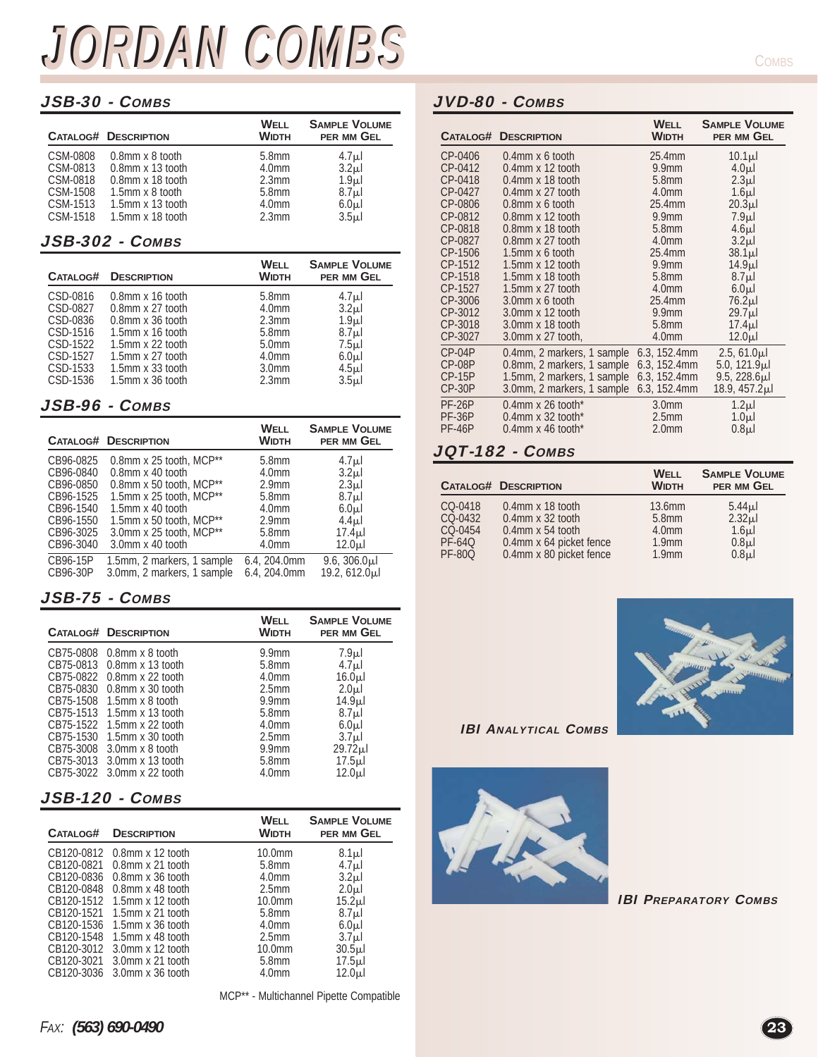# JORDAN COMBS

## JSB-30 - Combs

| Catalog# | Description | Well Width | Sample Volume per mm Gel |
|---|---|---|---|
| CSM-0808 | 0.8mm x 8 tooth | 5.8mm | 4.7µl |
| CSM-0813 | 0.8mm x 13 tooth | 4.0mm | 3.2µl |
| CSM-0818 | 0.8mm x 18 tooth | 2.3mm | 1.9µl |
| CSM-1508 | 1.5mm x 8 tooth | 5.8mm | 8.7µl |
| CSM-1513 | 1.5mm x 13 tooth | 4.0mm | 6.0µl |
| CSM-1518 | 1.5mm x 18 tooth | 2.3mm | 3.5µl |

## JSB-302 - Combs

| Catalog# | Description | Well Width | Sample Volume per mm Gel |
|---|---|---|---|
| CSD-0816 | 0.8mm x 16 tooth | 5.8mm | 4.7µl |
| CSD-0827 | 0.8mm x 27 tooth | 4.0mm | 3.2µl |
| CSD-0836 | 0.8mm x 36 tooth | 2.3mm | 1.9µl |
| CSD-1516 | 1.5mm x 16 tooth | 5.8mm | 8.7µl |
| CSD-1522 | 1.5mm x 22 tooth | 5.0mm | 7.5µl |
| CSD-1527 | 1.5mm x 27 tooth | 4.0mm | 6.0µl |
| CSD-1533 | 1.5mm x 33 tooth | 3.0mm | 4.5µl |
| CSD-1536 | 1.5mm x 36 tooth | 2.3mm | 3.5µl |

## JSB-96 - Combs

| Catalog# | Description | Well Width | Sample Volume per mm Gel |
|---|---|---|---|
| CB96-0825 | 0.8mm x 25 tooth, MCP** | 5.8mm | 4.7µl |
| CB96-0840 | 0.8mm x 40 tooth | 4.0mm | 3.2µl |
| CB96-0850 | 0.8mm x 50 tooth, MCP** | 2.9mm | 2.3µl |
| CB96-1525 | 1.5mm x 25 tooth, MCP** | 5.8mm | 8.7µl |
| CB96-1540 | 1.5mm x 40 tooth | 4.0mm | 6.0µl |
| CB96-1550 | 1.5mm x 50 tooth, MCP** | 2.9mm | 4.4µl |
| CB96-3025 | 3.0mm x 25 tooth, MCP** | 5.8mm | 17.4µl |
| CB96-3040 | 3.0mm x 40 tooth | 4.0mm | 12.0µl |
| CB96-15P | 1.5mm, 2 markers, 1 sample | 6.4, 204.0mm | 9.6, 306.0µl |
| CB96-30P | 3.0mm, 2 markers, 1 sample | 6.4, 204.0mm | 19.2, 612.0µl |

## JSB-75 - Combs

| Catalog# | Description | Well Width | Sample Volume per mm Gel |
|---|---|---|---|
| CB75-0808 | 0.8mm x 8 tooth | 9.9mm | 7.9µl |
| CB75-0813 | 0.8mm x 13 tooth | 5.8mm | 4.7µl |
| CB75-0822 | 0.8mm x 22 tooth | 4.0mm | 16.0µl |
| CB75-0830 | 0.8mm x 30 tooth | 2.5mm | 2.0µl |
| CB75-1508 | 1.5mm x 8 tooth | 9.9mm | 14.9µl |
| CB75-1513 | 1.5mm x 13 tooth | 5.8mm | 8.7µl |
| CB75-1522 | 1.5mm x 22 tooth | 4.0mm | 6.0µl |
| CB75-1530 | 1.5mm x 30 tooth | 2.5mm | 3.7µl |
| CB75-3008 | 3.0mm x 8 tooth | 9.9mm | 29.72µl |
| CB75-3013 | 3.0mm x 13 tooth | 5.8mm | 17.5µl |
| CB75-3022 | 3.0mm x 22 tooth | 4.0mm | 12.0µl |

## JSB-120 - Combs

| Catalog# | Description | Well Width | Sample Volume per mm Gel |
|---|---|---|---|
| CB120-0812 | 0.8mm x 12 tooth | 10.0mm | 8.1µl |
| CB120-0821 | 0.8mm x 21 tooth | 5.8mm | 4.7µl |
| CB120-0836 | 0.8mm x 36 tooth | 4.0mm | 3.2µl |
| CB120-0848 | 0.8mm x 48 tooth | 2.5mm | 2.0µl |
| CB120-1512 | 1.5mm x 12 tooth | 10.0mm | 15.2µl |
| CB120-1521 | 1.5mm x 21 tooth | 5.8mm | 8.7µl |
| CB120-1536 | 1.5mm x 36 tooth | 4.0mm | 6.0µl |
| CB120-1548 | 1.5mm x 48 tooth | 2.5mm | 3.7µl |
| CB120-3012 | 3.0mm x 12 tooth | 10.0mm | 30.5µl |
| CB120-3021 | 3.0mm x 21 tooth | 5.8mm | 17.5µl |
| CB120-3036 | 3.0mm x 36 tooth | 4.0mm | 12.0µl |

MCP** - Multichannel Pipette Compatible

## JVD-80 - Combs

| Catalog# | Description | Well Width | Sample Volume per mm Gel |
|---|---|---|---|
| CP-0406 | 0.4mm x 6 tooth | 25.4mm | 10.1µl |
| CP-0412 | 0.4mm x 12 tooth | 9.9mm | 4.0µl |
| CP-0418 | 0.4mm x 18 tooth | 5.8mm | 2.3µl |
| CP-0427 | 0.4mm x 27 tooth | 4.0mm | 1.6µl |
| CP-0806 | 0.8mm x 6 tooth | 25.4mm | 20.3µl |
| CP-0812 | 0.8mm x 12 tooth | 9.9mm | 7.9µl |
| CP-0818 | 0.8mm x 18 tooth | 5.8mm | 4.6µl |
| CP-0827 | 0.8mm x 27 tooth | 4.0mm | 3.2µl |
| CP-1506 | 1.5mm x 6 tooth | 25.4mm | 38.1µl |
| CP-1512 | 1.5mm x 12 tooth | 9.9mm | 14.9µl |
| CP-1518 | 1.5mm x 18 tooth | 5.8mm | 8.7µl |
| CP-1527 | 1.5mm x 27 tooth | 4.0mm | 6.0µl |
| CP-3006 | 3.0mm x 6 tooth | 25.4mm | 76.2µl |
| CP-3012 | 3.0mm x 12 tooth | 9.9mm | 29.7µl |
| CP-3018 | 3.0mm x 18 tooth | 5.8mm | 17.4µl |
| CP-3027 | 3.0mm x 27 tooth, | 4.0mm | 12.0µl |
| CP-04P | 0.4mm, 2 markers, 1 sample | 6.3, 152.4mm | 2.5, 61.0µl |
| CP-08P | 0.8mm, 2 markers, 1 sample | 6.3, 152.4mm | 5.0, 121.9µl |
| CP-15P | 1.5mm, 2 markers, 1 sample | 6.3, 152.4mm | 9.5, 228.6µl |
| CP-30P | 3.0mm, 2 markers, 1 sample | 6.3, 152.4mm | 18.9, 457.2µl |
| PF-26P | 0.4mm x 26 tooth* | 3.0mm | 1.2µl |
| PF-36P | 0.4mm x 32 tooth* | 2.5mm | 1.0µl |
| PF-46P | 0.4mm x 46 tooth* | 2.0mm | 0.8µl |

## JQT-182 - Combs

| Catalog# | Description | Well Width | Sample Volume per mm Gel |
|---|---|---|---|
| CQ-0418 | 0.4mm x 18 tooth | 13.6mm | 5.44µl |
| CQ-0432 | 0.4mm x 32 tooth | 5.8mm | 2.32µl |
| CQ-0454 | 0.4mm x 54 tooth | 4.0mm | 1.6µl |
| PF-64Q | 0.4mm x 64 picket fence | 1.9mm | 0.8µl |
| PF-80Q | 0.4mm x 80 picket fence | 1.9mm | 0.8µl |

IBI Analytical Combs

IBI Preparatory Combs

Fax: (563) 690-0490